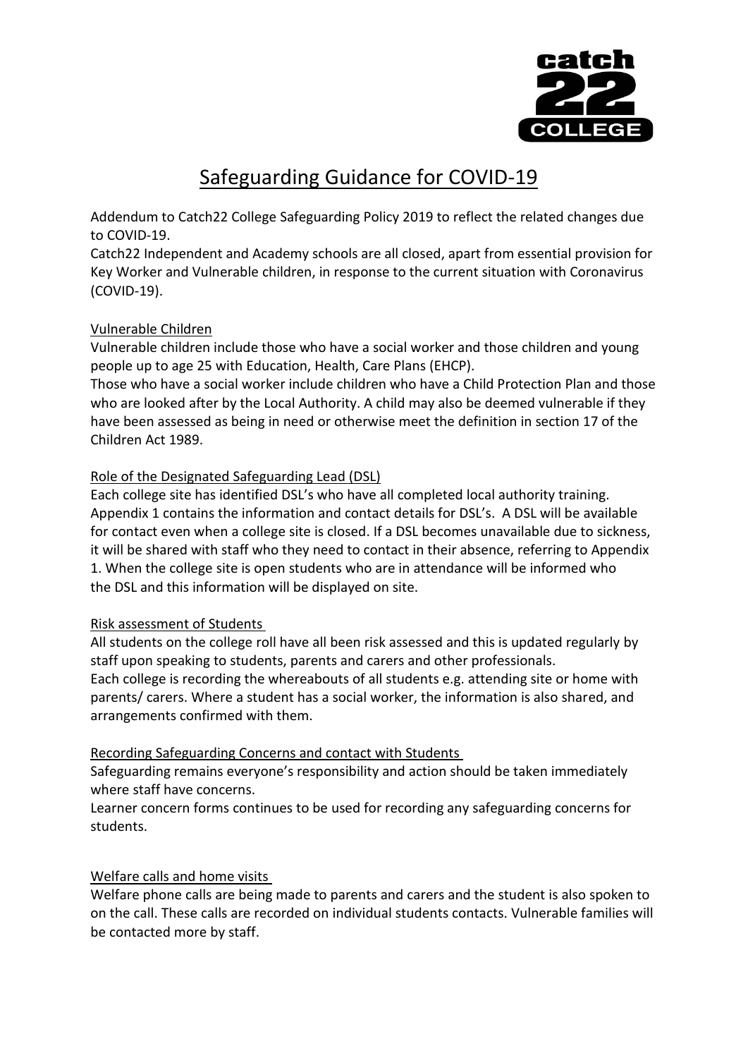# Safeguarding Guidance for COVID-19

Addendum to Catch22 College Safeguarding Policy 2019 to reflect the related changes due to COVID-19.

Catch22 Independent and Academy schools are all closed, apart from essential provision for Key Worker and Vulnerable children, in response to the current situation with Coronavirus (COVID-19).

## Vulnerable Children

Vulnerable children include those who have a social worker and those children and young people up to age 25 with Education, Health, Care Plans (EHCP).

Those who have a social worker include children who have a Child Protection Plan and those who are looked after by the Local Authority. A child may also be deemed vulnerable if they have been assessed as being in need or otherwise meet the definition in section 17 of the Children Act 1989.

## Role of the Designated Safeguarding Lead (DSL)

Each college site has identified DSL's who have all completed local authority training. Appendix 1 contains the information and contact details for DSL's. A DSL will be available for contact even when a college site is closed. If a DSL becomes unavailable due to sickness, it will be shared with staff who they need to contact in their absence, referring to Appendix 1. When the college site is open students who are in attendance will be informed who the DSL and this information will be displayed on site.

## Risk assessment of Students

All students on the college roll have all been risk assessed and this is updated regularly by staff upon speaking to students, parents and carers and other professionals.

Each college is recording the whereabouts of all students e.g. attending site or home with parents/ carers. Where a student has a social worker, the information is also shared, and arrangements confirmed with them.

## Recording Safeguarding Concerns and contact with Students

Safeguarding remains everyone's responsibility and action should be taken immediately where staff have concerns.

Learner concern forms continues to be used for recording any safeguarding concerns for students.

## Welfare calls and home visits

Welfare phone calls are being made to parents and carers and the student is also spoken to on the call. These calls are recorded on individual students contacts. Vulnerable families will be contacted more by staff.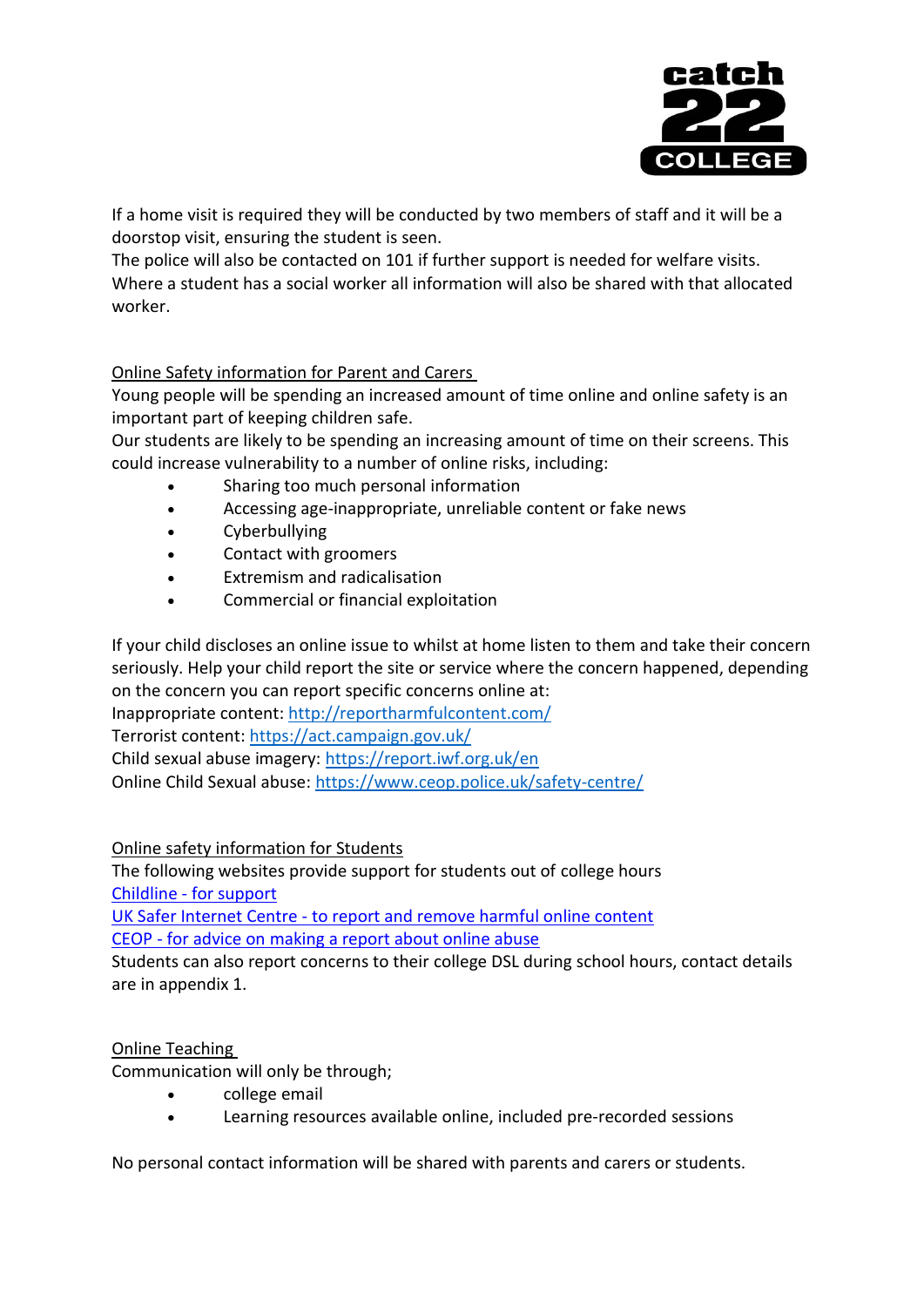If a home visit is required they will be conducted by two members of staff and it will be a doorstop visit, ensuring the student is seen.
The police will also be contacted on 101 if further support is needed for welfare visits.
Where a student has a social worker all information will also be shared with that allocated worker.

## Online Safety information for Parent and Carers

Young people will be spending an increased amount of time online and online safety is an important part of keeping children safe.
Our students are likely to be spending an increasing amount of time on their screens. This could increase vulnerability to a number of online risks, including:

- Sharing too much personal information
- Accessing age-inappropriate, unreliable content or fake news
- Cyberbullying
- Contact with groomers
- Extremism and radicalisation
- Commercial or financial exploitation

If your child discloses an online issue to whilst at home listen to them and take their concern seriously. Help your child report the site or service where the concern happened, depending on the concern you can report specific concerns online at:
Inappropriate content: [http://reportharmfulcontent.com/](http://reportharmfulcontent.com/)
Terrorist content: [https://act.campaign.gov.uk/](https://act.campaign.gov.uk/)
Child sexual abuse imagery: [https://report.iwf.org.uk/en](https://report.iwf.org.uk/en)
Online Child Sexual abuse: [https://www.ceop.police.uk/safety-centre/](https://www.ceop.police.uk/safety-centre/)

## Online safety information for Students

The following websites provide support for students out of college hours
Childline - for support
UK Safer Internet Centre - to report and remove harmful online content
CEOP - for advice on making a report about online abuse
Students can also report concerns to their college DSL during school hours, contact details are in appendix 1.

## Online Teaching

Communication will only be through;

- college email
- Learning resources available online, included pre-recorded sessions

No personal contact information will be shared with parents and carers or students.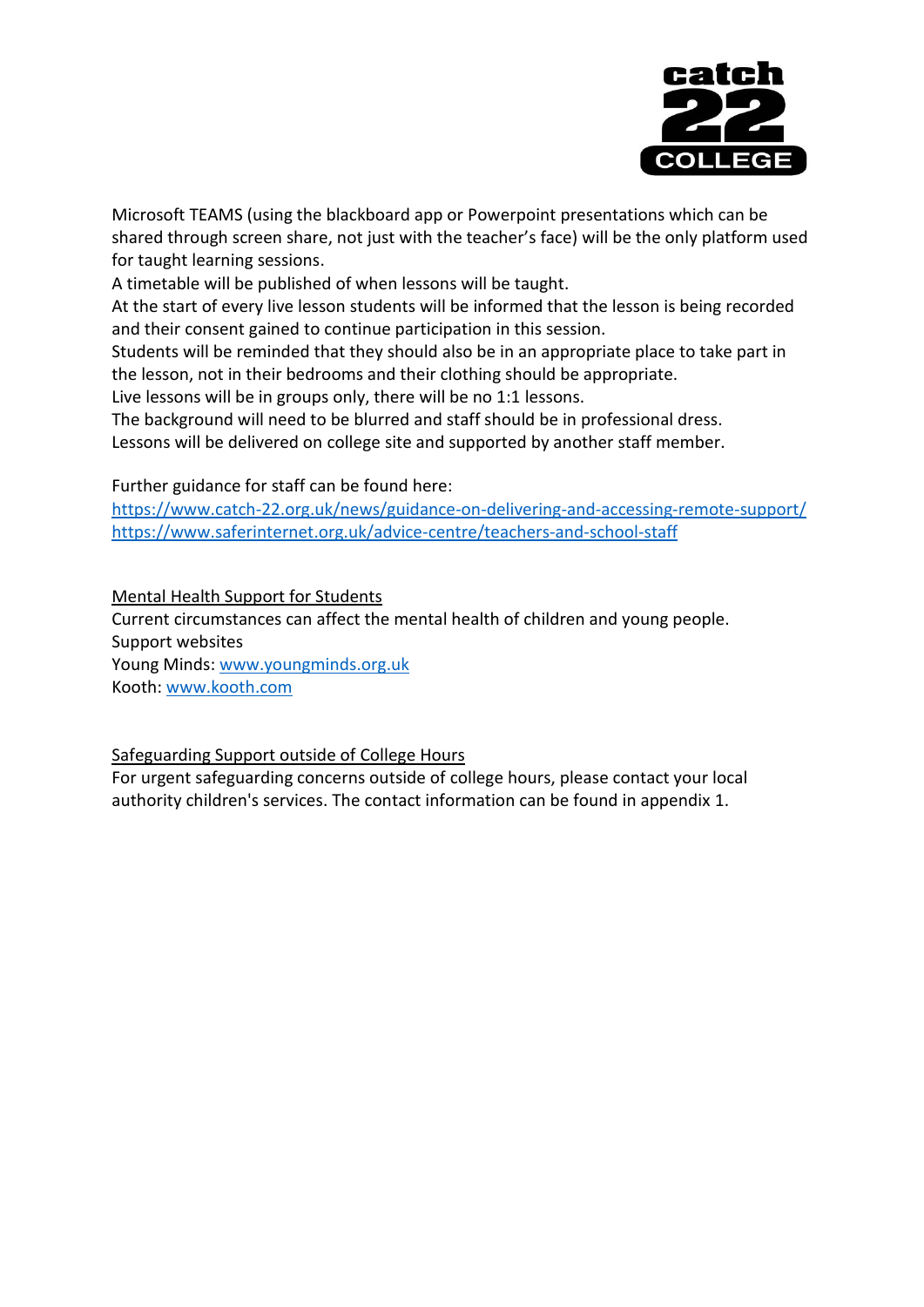Microsoft TEAMS (using the blackboard app or Powerpoint presentations which can be shared through screen share, not just with the teacher's face) will be the only platform used for taught learning sessions.
A timetable will be published of when lessons will be taught.
At the start of every live lesson students will be informed that the lesson is being recorded and their consent gained to continue participation in this session.
Students will be reminded that they should also be in an appropriate place to take part in the lesson, not in their bedrooms and their clothing should be appropriate.
Live lessons will be in groups only, there will be no 1:1 lessons.
The background will need to be blurred and staff should be in professional dress.
Lessons will be delivered on college site and supported by another staff member.

Further guidance for staff can be found here:
https://www.catch-22.org.uk/news/guidance-on-delivering-and-accessing-remote-support/
https://www.saferinternet.org.uk/advice-centre/teachers-and-school-staff

Mental Health Support for Students

Current circumstances can affect the mental health of children and young people.
Support websites
Young Minds: www.youngminds.org.uk
Kooth: www.kooth.com

Safeguarding Support outside of College Hours

For urgent safeguarding concerns outside of college hours, please contact your local authority children's services. The contact information can be found in appendix 1.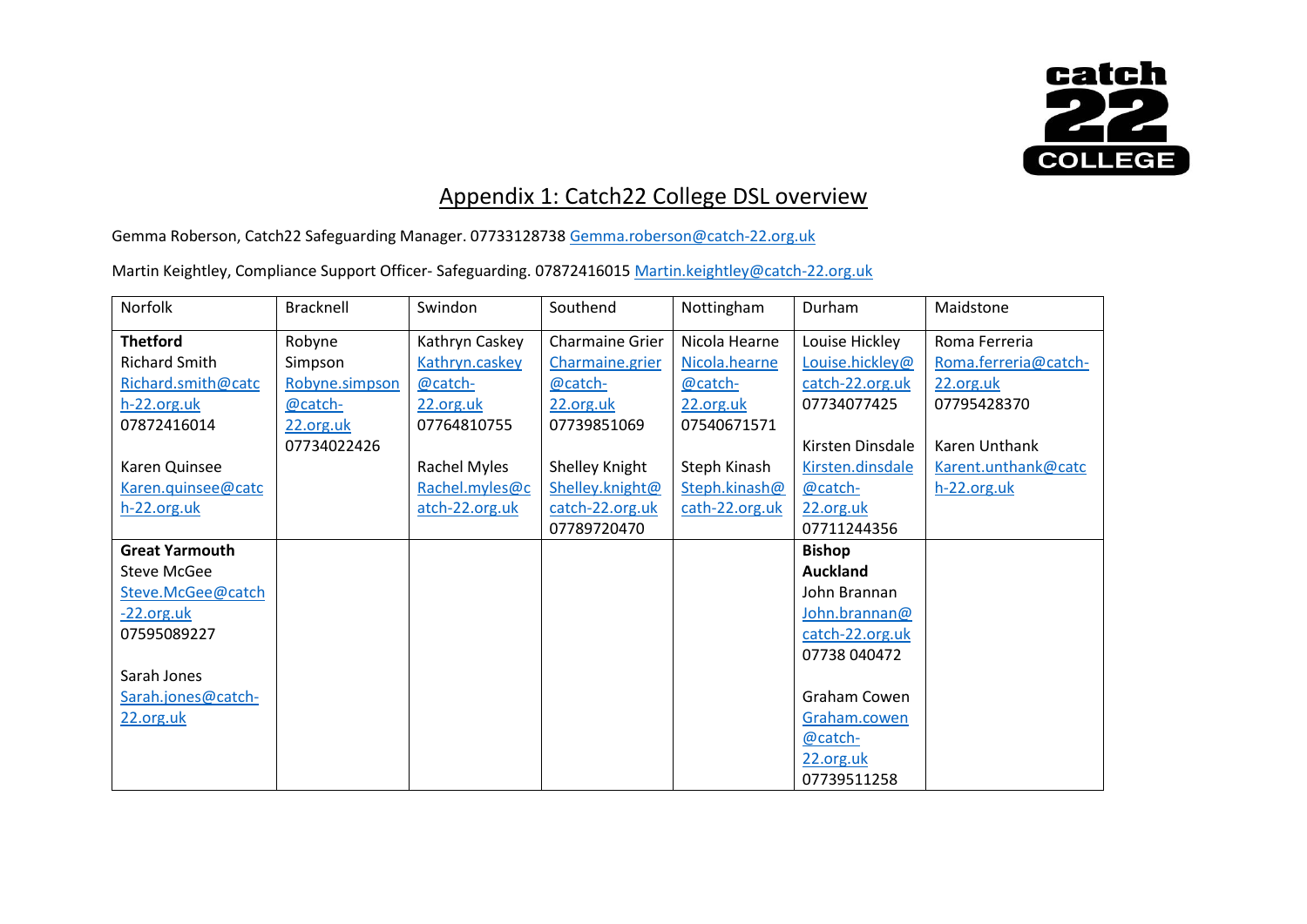# Appendix 1: Catch22 College DSL overview

Gemma Roberson, Catch22 Safeguarding Manager. 07733128738 Gemma.roberson@catch-22.org.uk

Martin Keightley, Compliance Support Officer- Safeguarding. 07872416015 Martin.keightley@catch-22.org.uk

| Norfolk | Bracknell | Swindon | Southend | Nottingham | Durham | Maidstone |
|---|---|---|---|---|---|---|
| **Thetford**<br>Richard Smith<br>Richard.smith@catch-22.org.uk<br>07872416014<br><br>Karen Quinsee<br>Karen.quinsee@catch-22.org.uk | Robyne Simpson<br>Robyne.simpson@catch-22.org.uk<br>07734022426 | Kathryn Caskey<br>Kathryn.caskey@catch-22.org.uk<br>07764810755<br><br>Rachel Myles<br>Rachel.myles@catch-22.org.uk | Charmaine Grier<br>Charmaine.grier@catch-22.org.uk<br>07739851069<br><br>Shelley Knight<br>Shelley.knight@catch-22.org.uk<br>07789720470 | Nicola Hearne<br>Nicola.hearne@catch-22.org.uk<br>07540671571<br><br>Steph Kinash<br>Steph.kinash@cath-22.org.uk | Louise Hickley<br>Louise.hickley@catch-22.org.uk<br>07734077425<br><br>Kirsten Dinsdale<br>Kirsten.dinsdale@catch-22.org.uk<br>07711244356 | Roma Ferreria<br>Roma.ferreria@catch-22.org.uk<br>07795428370<br><br>Karen Unthank<br>Karent.unthank@catch-22.org.uk |
| **Great Yarmouth**<br>Steve McGee<br>Steve.McGee@catch-22.org.uk<br>07595089227<br><br>Sarah Jones<br>Sarah.jones@catch-22.org.uk | | | | | **Bishop Auckland**<br>John Brannan<br>John.brannan@catch-22.org.uk<br>07738 040472<br><br>Graham Cowen<br>Graham.cowen@catch-22.org.uk<br>07739511258 | |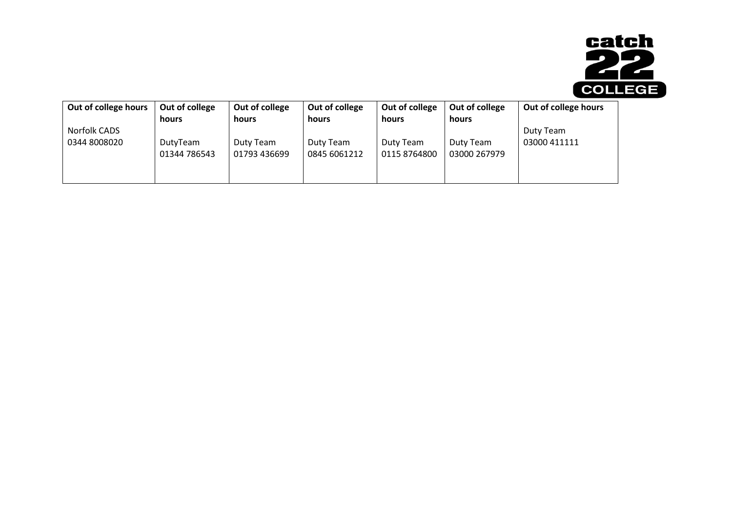| Out of college hours | Out of college hours | Out of college hours | Out of college hours | Out of college hours | Out of college hours | Out of college hours |
|---|---|---|---|---|---|---|
| Norfolk CADS<br>0344 8008020 | DutyTeam<br>01344 786543 | Duty Team<br>01793 436699 | Duty Team<br>0845 6061212 | Duty Team<br>0115 8764800 | Duty Team<br>03000 267979 | Duty Team<br>03000 411111 |